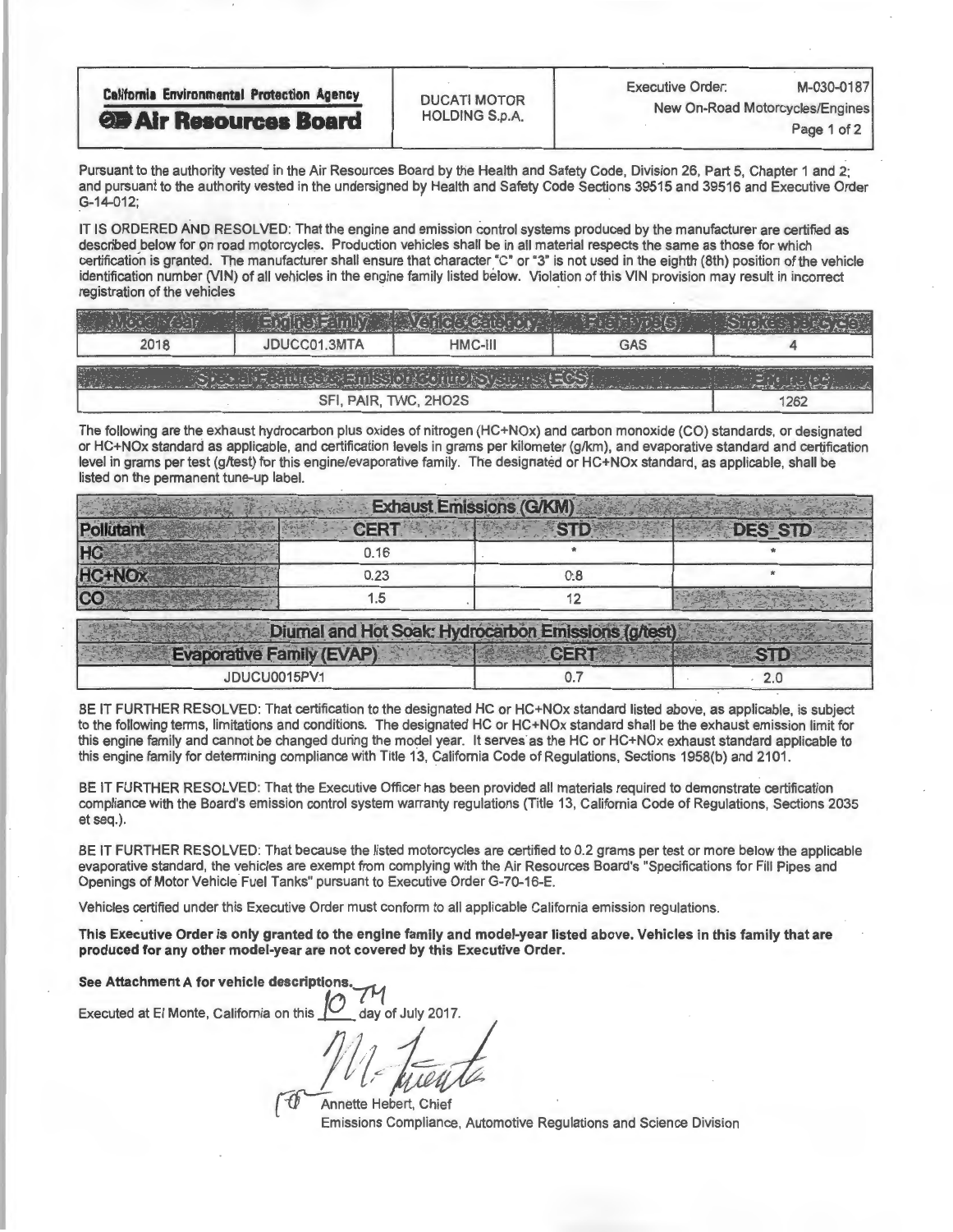| California Environmental Protection Agency **Air Resources Board** | DUCATI MOTOR HOLDING S.p.A. | Executive Order: M-030-0187 New On-Road Motorcycles/Engines |
|---|---|---|

Pursuant to the authority vested in the Air Resources Board by the Health and Safety Code, Division 26, Part 5, Chapter 1 and 2; and pursuant to the authority vested in the undersigned by Health and Safety Code Sections 39515 and 39516 and Executive Order G-14-012;

IT IS ORDERED AND RESOLVED: That the engine and emission control systems produced by the manufacturer are certified as described below for on road motorcycles. Production vehicles shall be in all material respects the same as those for which certification is granted. The manufacturer shall ensure that character "C" or "3" is not used in the eighth (8th) position of the vehicle identification number (VIN) of all vehicles in the engine family listed below. Violation of this VIN provision may result in incorrect registration of the vehicles

| Model Year | Engine Family | Vehicle Category | Fuel Type(s) | Strokes per Cycle |
|---|---|---|---|---|
| 2018 | JDUCC01.3MTA | HMC-III | GAS | 4 |

| Special Features & Emission Control Systems (ECS) | Engine (cc) |
|---|---|
| SFI, PAIR, TWC, 2HO2S | 1262 |

The following are the exhaust hydrocarbon plus oxides of nitrogen (HC+NOx) and carbon monoxide (CO) standards, or designated or HC+NOx standard as applicable, and certification levels in grams per kilometer (g/km), and evaporative standard and certification level in grams per test (g/test) for this engine/evaporative family. The designated or HC+NOx standard, as applicable, shall be listed on the permanent tune-up label.

| Exhaust Emissions (G/KM) | | | |
|---|---|---|---|
| Pollutant | CERT | STD | DES_STD |
| HC | 0.16 | * | * |
| HC+NOx | 0.23 | 0.8 | * |
| CO | 1.5 | 12 | |

| Diurnal and Hot Soak: Hydrocarbon Emissions (g/test) | | |
|---|---|---|
| Evaporative Family (EVAP) | CERT | STD |
| JDUCU0015PV1 | 0.7 | 2.0 |

BE IT FURTHER RESOLVED: That certification to the designated HC or HC+NOx standard listed above, as applicable, is subject to the following terms, limitations and conditions. The designated HC or HC+NOx standard shall be the exhaust emission limit for this engine family and cannot be changed during the model year. It serves as the HC or HC+NOx exhaust standard applicable to this engine family for determining compliance with Title 13, California Code of Regulations, Sections 1958(b) and 2101.

BE IT FURTHER RESOLVED: That the Executive Officer has been provided all materials required to demonstrate certification compliance with the Board's emission control system warranty regulations (Title 13, California Code of Regulations, Sections 2035 et seq.).

BE IT FURTHER RESOLVED: That because the listed motorcycles are certified to 0.2 grams per test or more below the applicable evaporative standard, the vehicles are exempt from complying with the Air Resources Board's "Specifications for Fill Pipes and Openings of Motor Vehicle Fuel Tanks" pursuant to Executive Order G-70-16-E.

Vehicles certified under this Executive Order must conform to all applicable California emission regulations.

**This Executive Order is only granted to the engine family and model-year listed above. Vehicles in this family that are produced for any other model-year are not covered by this Executive Order.**

**See Attachment A for vehicle descriptions.**

Executed at El Monte, California on this 10TH day of July 2017.

for Annette Hebert, Chief
Emissions Compliance, Automotive Regulations and Science Division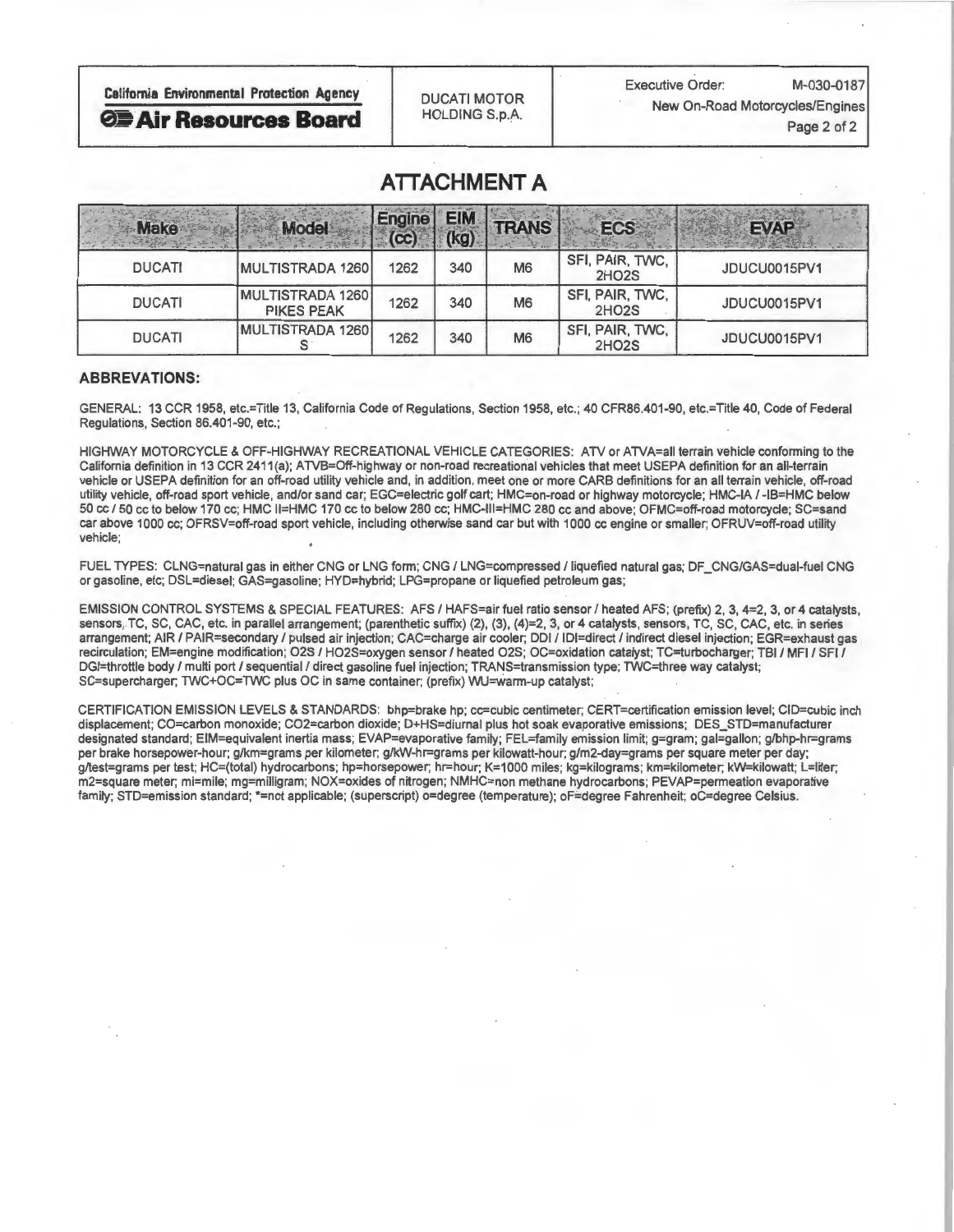# ATTACHMENT A

| Make | Model | Engine (cc) | EIM (kg) | TRANS | ECS | EVAP |
|---|---|---|---|---|---|---|
| DUCATI | MULTISTRADA 1260 | 1262 | 340 | M6 | SFI, PAIR, TWC, 2HO2S | JDUCU0015PV1 |
| DUCATI | MULTISTRADA 1260 PIKES PEAK | 1262 | 340 | M6 | SFI, PAIR, TWC, 2HO2S | JDUCU0015PV1 |
| DUCATI | MULTISTRADA 1260 S | 1262 | 340 | M6 | SFI, PAIR, TWC, 2HO2S | JDUCU0015PV1 |

### ABBREVATIONS:

GENERAL: 13 CCR 1958, etc.=Title 13, California Code of Regulations, Section 1958, etc.; 40 CFR86.401-90, etc.=Title 40, Code of Federal Regulations, Section 86.401-90, etc.;

HIGHWAY MOTORCYCLE & OFF-HIGHWAY RECREATIONAL VEHICLE CATEGORIES: ATV or ATVA=all terrain vehicle conforming to the California definition in 13 CCR 2411(a); ATVB=Off-highway or non-road recreational vehicles that meet USEPA definition for an all-terrain vehicle or USEPA definition for an off-road utility vehicle and, in addition, meet one or more CARB definitions for an all terrain vehicle, off-road utility vehicle, off-road sport vehicle, and/or sand car; EGC=electric golf cart; HMC=on-road or highway motorcycle; HMC-IA / -IB=HMC below 50 cc / 50 cc to below 170 cc; HMC II=HMC 170 cc to below 280 cc; HMC-III=HMC 280 cc and above; OFMC=off-road motorcycle; SC=sand car above 1000 cc; OFRSV=off-road sport vehicle, including otherwise sand car but with 1000 cc engine or smaller; OFRUV=off-road utility vehicle;

FUEL TYPES: CLNG=natural gas in either CNG or LNG form; CNG / LNG=compressed / liquefied natural gas; DF_CNG/GAS=dual-fuel CNG or gasoline, etc; DSL=diesel; GAS=gasoline; HYD=hybrid; LPG=propane or liquefied petroleum gas;

EMISSION CONTROL SYSTEMS & SPECIAL FEATURES: AFS / HAFS=air fuel ratio sensor / heated AFS; (prefix) 2, 3, 4=2, 3, or 4 catalysts, sensors, TC, SC, CAC, etc. in parallel arrangement; (parenthetic suffix) (2), (3), (4)=2, 3, or 4 catalysts, sensors, TC, SC, CAC, etc. in series arrangement; AIR / PAIR=secondary / pulsed air injection; CAC=charge air cooler; DDI / IDI=direct / indirect diesel injection; EGR=exhaust gas recirculation; EM=engine modification; O2S / HO2S=oxygen sensor / heated O2S; OC=oxidation catalyst; TC=turbocharger; TBI / MFI / SFI / DGI=throttle body / multi port / sequential / direct gasoline fuel injection; TRANS=transmission type; TWC=three way catalyst; SC=supercharger; TWC+OC=TWC plus OC in same container; (prefix) WU=warm-up catalyst;

CERTIFICATION EMISSION LEVELS & STANDARDS: bhp=brake hp; cc=cubic centimeter; CERT=certification emission level; CID=cubic inch displacement; CO=carbon monoxide; CO2=carbon dioxide; D+HS=diurnal plus hot soak evaporative emissions; DES_STD=manufacturer designated standard; EIM=equivalent inertia mass; EVAP=evaporative family; FEL=family emission limit; g=gram; gal=gallon; g/bhp-hr=grams per brake horsepower-hour; g/km=grams per kilometer; g/kW-hr=grams per kilowatt-hour; g/m2-day=grams per square meter per day; g/test=grams per test; HC=(total) hydrocarbons; hp=horsepower; hr=hour; K=1000 miles; kg=kilograms; km=kilometer; kW=kilowatt; L=liter; m2=square meter; mi=mile; mg=milligram; NOX=oxides of nitrogen; NMHC=non methane hydrocarbons; PEVAP=permeation evaporative family; STD=emission standard; *=not applicable; (superscript) o=degree (temperature); oF=degree Fahrenheit; oC=degree Celsius.